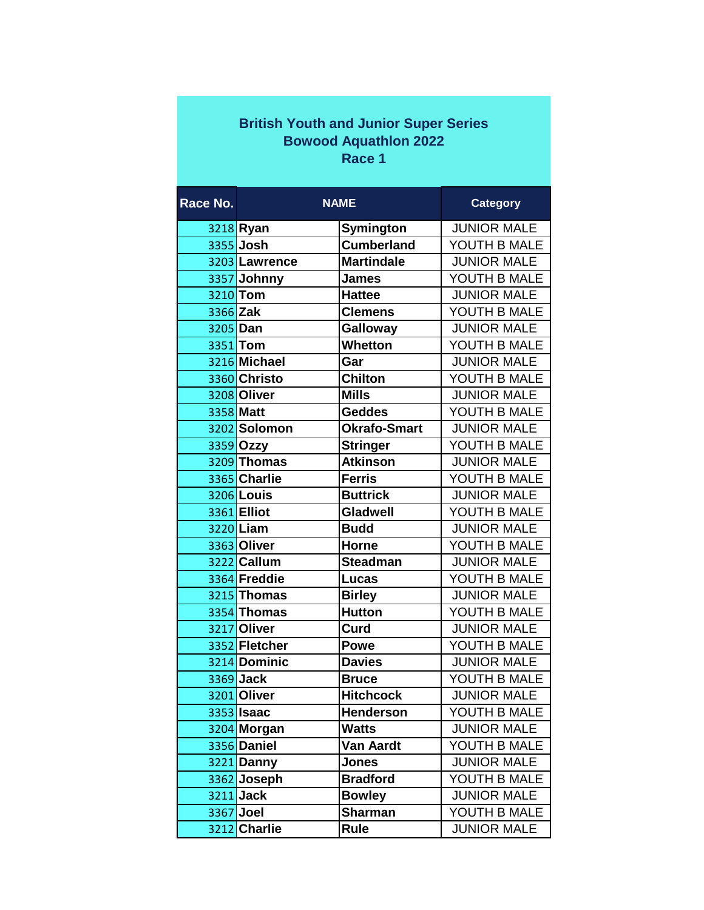# British Youth and Junior Super Series
## Bowood Aquathlon 2022
## Race 1

| Race No. | NAME | | Category |
|---|---|---|---|
| 3218 | **Ryan** | **Symington** | JUNIOR MALE |
| 3355 | **Josh** | **Cumberland** | YOUTH B MALE |
| 3203 | **Lawrence** | **Martindale** | JUNIOR MALE |
| 3357 | **Johnny** | **James** | YOUTH B MALE |
| 3210 | **Tom** | **Hattee** | JUNIOR MALE |
| 3366 | **Zak** | **Clemens** | YOUTH B MALE |
| 3205 | **Dan** | **Galloway** | JUNIOR MALE |
| 3351 | **Tom** | **Whetton** | YOUTH B MALE |
| 3216 | **Michael** | **Gar** | JUNIOR MALE |
| 3360 | **Christo** | **Chilton** | YOUTH B MALE |
| 3208 | **Oliver** | **Mills** | JUNIOR MALE |
| 3358 | **Matt** | **Geddes** | YOUTH B MALE |
| 3202 | **Solomon** | **Okrafo-Smart** | JUNIOR MALE |
| 3359 | **Ozzy** | **Stringer** | YOUTH B MALE |
| 3209 | **Thomas** | **Atkinson** | JUNIOR MALE |
| 3365 | **Charlie** | **Ferris** | YOUTH B MALE |
| 3206 | **Louis** | **Buttrick** | JUNIOR MALE |
| 3361 | **Elliot** | **Gladwell** | YOUTH B MALE |
| 3220 | **Liam** | **Budd** | JUNIOR MALE |
| 3363 | **Oliver** | **Horne** | YOUTH B MALE |
| 3222 | **Callum** | **Steadman** | JUNIOR MALE |
| 3364 | **Freddie** | **Lucas** | YOUTH B MALE |
| 3215 | **Thomas** | **Birley** | JUNIOR MALE |
| 3354 | **Thomas** | **Hutton** | YOUTH B MALE |
| 3217 | **Oliver** | **Curd** | JUNIOR MALE |
| 3352 | **Fletcher** | **Powe** | YOUTH B MALE |
| 3214 | **Dominic** | **Davies** | JUNIOR MALE |
| 3369 | **Jack** | **Bruce** | YOUTH B MALE |
| 3201 | **Oliver** | **Hitchcock** | JUNIOR MALE |
| 3353 | **Isaac** | **Henderson** | YOUTH B MALE |
| 3204 | **Morgan** | **Watts** | JUNIOR MALE |
| 3356 | **Daniel** | **Van Aardt** | YOUTH B MALE |
| 3221 | **Danny** | **Jones** | JUNIOR MALE |
| 3362 | **Joseph** | **Bradford** | YOUTH B MALE |
| 3211 | **Jack** | **Bowley** | JUNIOR MALE |
| 3367 | **Joel** | **Sharman** | YOUTH B MALE |
| 3212 | **Charlie** | **Rule** | JUNIOR MALE |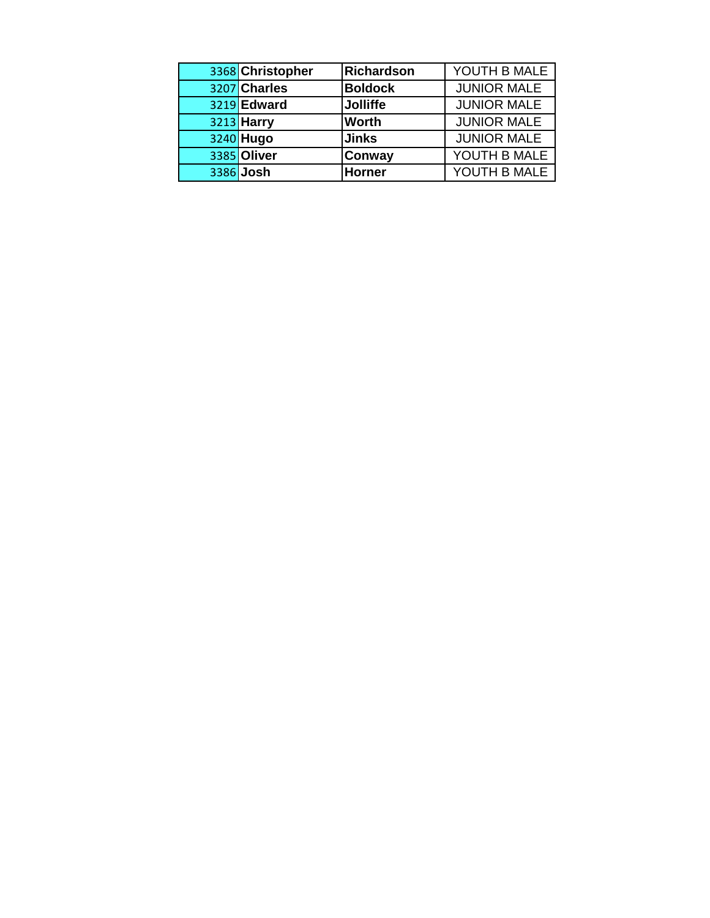| | | | |
|---|---|---|---|
| 3368 | **Christopher** | **Richardson** | YOUTH B MALE |
| 3207 | **Charles** | **Boldock** | JUNIOR MALE |
| 3219 | **Edward** | **Jolliffe** | JUNIOR MALE |
| 3213 | **Harry** | **Worth** | JUNIOR MALE |
| 3240 | **Hugo** | **Jinks** | JUNIOR MALE |
| 3385 | **Oliver** | **Conway** | YOUTH B MALE |
| 3386 | **Josh** | **Horner** | YOUTH B MALE |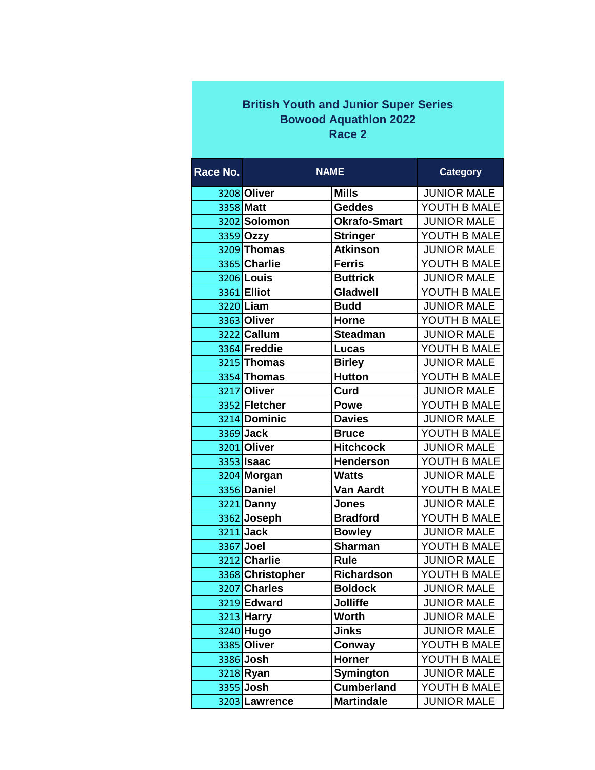**British Youth and Junior Super Series**
**Bowood Aquathlon 2022**
**Race 2**

| Race No. | NAME | | Category |
|---|---|---|---|
| 3208 | **Oliver** | **Mills** | JUNIOR MALE |
| 3358 | **Matt** | **Geddes** | YOUTH B MALE |
| 3202 | **Solomon** | **Okrafo-Smart** | JUNIOR MALE |
| 3359 | **Ozzy** | **Stringer** | YOUTH B MALE |
| 3209 | **Thomas** | **Atkinson** | JUNIOR MALE |
| 3365 | **Charlie** | **Ferris** | YOUTH B MALE |
| 3206 | **Louis** | **Buttrick** | JUNIOR MALE |
| 3361 | **Elliot** | **Gladwell** | YOUTH B MALE |
| 3220 | **Liam** | **Budd** | JUNIOR MALE |
| 3363 | **Oliver** | **Horne** | YOUTH B MALE |
| 3222 | **Callum** | **Steadman** | JUNIOR MALE |
| 3364 | **Freddie** | **Lucas** | YOUTH B MALE |
| 3215 | **Thomas** | **Birley** | JUNIOR MALE |
| 3354 | **Thomas** | **Hutton** | YOUTH B MALE |
| 3217 | **Oliver** | **Curd** | JUNIOR MALE |
| 3352 | **Fletcher** | **Powe** | YOUTH B MALE |
| 3214 | **Dominic** | **Davies** | JUNIOR MALE |
| 3369 | **Jack** | **Bruce** | YOUTH B MALE |
| 3201 | **Oliver** | **Hitchcock** | JUNIOR MALE |
| 3353 | **Isaac** | **Henderson** | YOUTH B MALE |
| 3204 | **Morgan** | **Watts** | JUNIOR MALE |
| 3356 | **Daniel** | **Van Aardt** | YOUTH B MALE |
| 3221 | **Danny** | **Jones** | JUNIOR MALE |
| 3362 | **Joseph** | **Bradford** | YOUTH B MALE |
| 3211 | **Jack** | **Bowley** | JUNIOR MALE |
| 3367 | **Joel** | **Sharman** | YOUTH B MALE |
| 3212 | **Charlie** | **Rule** | JUNIOR MALE |
| 3368 | **Christopher** | **Richardson** | YOUTH B MALE |
| 3207 | **Charles** | **Boldock** | JUNIOR MALE |
| 3219 | **Edward** | **Jolliffe** | JUNIOR MALE |
| 3213 | **Harry** | **Worth** | JUNIOR MALE |
| 3240 | **Hugo** | **Jinks** | JUNIOR MALE |
| 3385 | **Oliver** | **Conway** | YOUTH B MALE |
| 3386 | **Josh** | **Horner** | YOUTH B MALE |
| 3218 | **Ryan** | **Symington** | JUNIOR MALE |
| 3355 | **Josh** | **Cumberland** | YOUTH B MALE |
| 3203 | **Lawrence** | **Martindale** | JUNIOR MALE |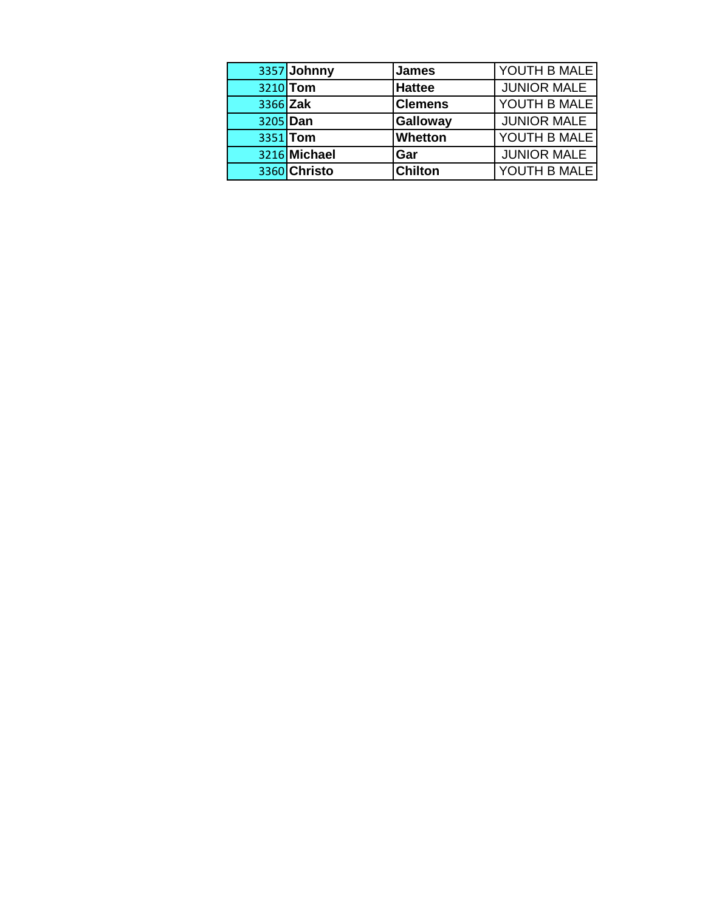| | | | |
|---|---|---|---|
| 3357 | **Johnny** | **James** | YOUTH B MALE |
| 3210 | **Tom** | **Hattee** | JUNIOR MALE |
| 3366 | **Zak** | **Clemens** | YOUTH B MALE |
| 3205 | **Dan** | **Galloway** | JUNIOR MALE |
| 3351 | **Tom** | **Whetton** | YOUTH B MALE |
| 3216 | **Michael** | **Gar** | JUNIOR MALE |
| 3360 | **Christo** | **Chilton** | YOUTH B MALE |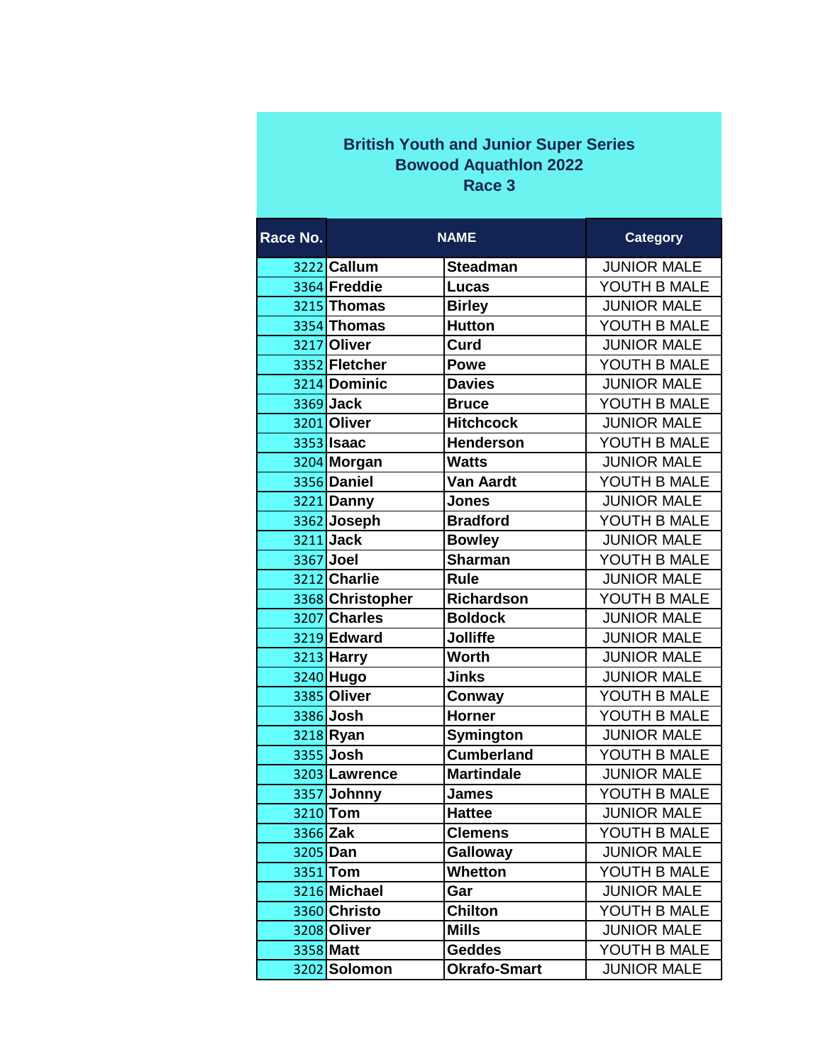**British Youth and Junior Super Series**
**Bowood Aquathlon 2022**
**Race 3**

| Race No. | NAME | | Category |
|---|---|---|---|
| 3222 | Callum | Steadman | JUNIOR MALE |
| 3364 | Freddie | Lucas | YOUTH B MALE |
| 3215 | Thomas | Birley | JUNIOR MALE |
| 3354 | Thomas | Hutton | YOUTH B MALE |
| 3217 | Oliver | Curd | JUNIOR MALE |
| 3352 | Fletcher | Powe | YOUTH B MALE |
| 3214 | Dominic | Davies | JUNIOR MALE |
| 3369 | Jack | Bruce | YOUTH B MALE |
| 3201 | Oliver | Hitchcock | JUNIOR MALE |
| 3353 | Isaac | Henderson | YOUTH B MALE |
| 3204 | Morgan | Watts | JUNIOR MALE |
| 3356 | Daniel | Van Aardt | YOUTH B MALE |
| 3221 | Danny | Jones | JUNIOR MALE |
| 3362 | Joseph | Bradford | YOUTH B MALE |
| 3211 | Jack | Bowley | JUNIOR MALE |
| 3367 | Joel | Sharman | YOUTH B MALE |
| 3212 | Charlie | Rule | JUNIOR MALE |
| 3368 | Christopher | Richardson | YOUTH B MALE |
| 3207 | Charles | Boldock | JUNIOR MALE |
| 3219 | Edward | Jolliffe | JUNIOR MALE |
| 3213 | Harry | Worth | JUNIOR MALE |
| 3240 | Hugo | Jinks | JUNIOR MALE |
| 3385 | Oliver | Conway | YOUTH B MALE |
| 3386 | Josh | Horner | YOUTH B MALE |
| 3218 | Ryan | Symington | JUNIOR MALE |
| 3355 | Josh | Cumberland | YOUTH B MALE |
| 3203 | Lawrence | Martindale | JUNIOR MALE |
| 3357 | Johnny | James | YOUTH B MALE |
| 3210 | Tom | Hattee | JUNIOR MALE |
| 3366 | Zak | Clemens | YOUTH B MALE |
| 3205 | Dan | Galloway | JUNIOR MALE |
| 3351 | Tom | Whetton | YOUTH B MALE |
| 3216 | Michael | Gar | JUNIOR MALE |
| 3360 | Christo | Chilton | YOUTH B MALE |
| 3208 | Oliver | Mills | JUNIOR MALE |
| 3358 | Matt | Geddes | YOUTH B MALE |
| 3202 | Solomon | Okrafo-Smart | JUNIOR MALE |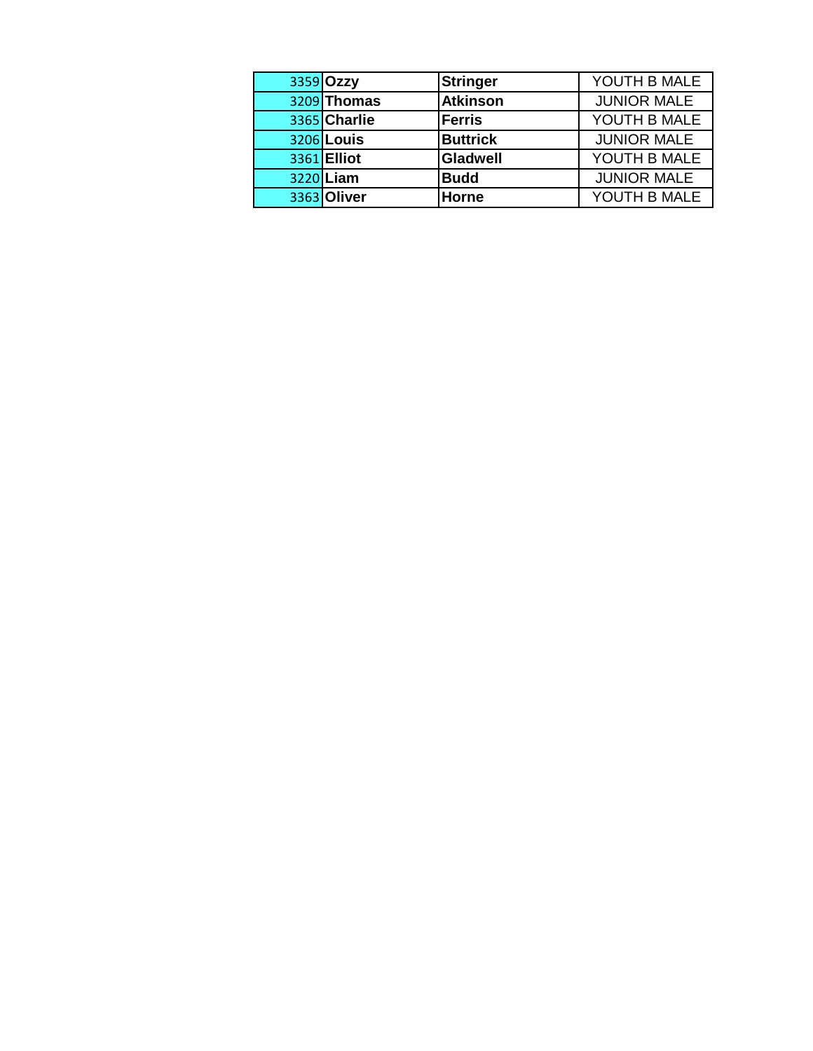| | | | |
|---|---|---|---|
| 3359 | **Ozzy** | **Stringer** | YOUTH B MALE |
| 3209 | **Thomas** | **Atkinson** | JUNIOR MALE |
| 3365 | **Charlie** | **Ferris** | YOUTH B MALE |
| 3206 | **Louis** | **Buttrick** | JUNIOR MALE |
| 3361 | **Elliot** | **Gladwell** | YOUTH B MALE |
| 3220 | **Liam** | **Budd** | JUNIOR MALE |
| 3363 | **Oliver** | **Horne** | YOUTH B MALE |